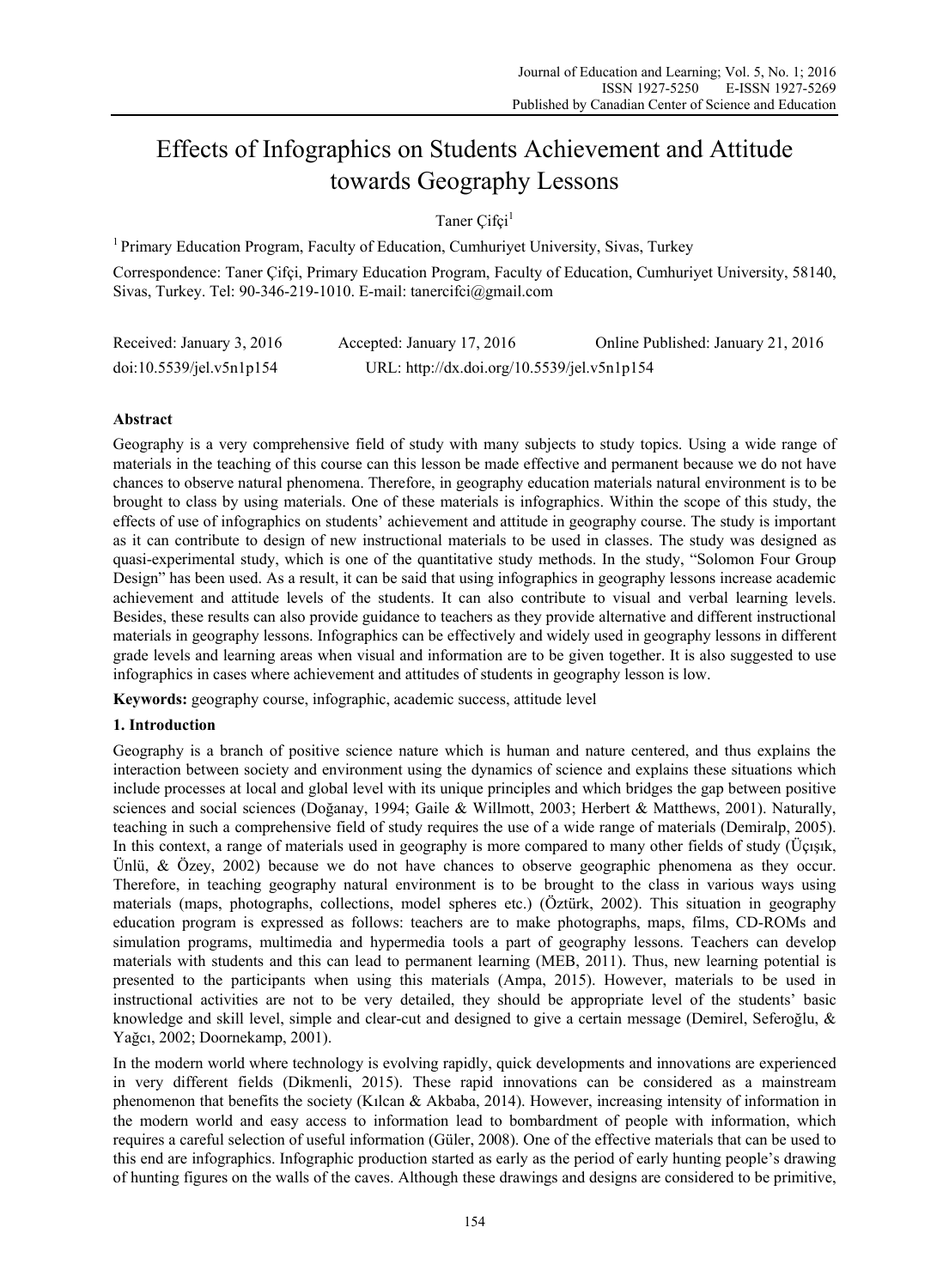# Effects of Infographics on Students Achievement and Attitude towards Geography Lessons

Taner Çifçi[1]

[1] Primary Education Program, Faculty of Education, Cumhuriyet University, Sivas, Turkey

Correspondence: Taner Çifçi, Primary Education Program, Faculty of Education, Cumhuriyet University, 58140, Sivas, Turkey. Tel: 90-346-219-1010. E-mail: tanercifci@gmail.com

Received: January 3, 2016 Accepted: January 17, 2016 Online Published: January 21, 2016

doi:10.5539/jel.v5n1p154 URL: http://dx.doi.org/10.5539/jel.v5n1p154

## Abstract

Geography is a very comprehensive field of study with many subjects to study topics. Using a wide range of materials in the teaching of this course can this lesson be made effective and permanent because we do not have chances to observe natural phenomena. Therefore, in geography education materials natural environment is to be brought to class by using materials. One of these materials is infographics. Within the scope of this study, the effects of use of infographics on students' achievement and attitude in geography course. The study is important as it can contribute to design of new instructional materials to be used in classes. The study was designed as quasi-experimental study, which is one of the quantitative study methods. In the study, "Solomon Four Group Design" has been used. As a result, it can be said that using infographics in geography lessons increase academic achievement and attitude levels of the students. It can also contribute to visual and verbal learning levels. Besides, these results can also provide guidance to teachers as they provide alternative and different instructional materials in geography lessons. Infographics can be effectively and widely used in geography lessons in different grade levels and learning areas when visual and information are to be given together. It is also suggested to use infographics in cases where achievement and attitudes of students in geography lesson is low.

**Keywords:** geography course, infographic, academic success, attitude level

## 1. Introduction

Geography is a branch of positive science nature which is human and nature centered, and thus explains the interaction between society and environment using the dynamics of science and explains these situations which include processes at local and global level with its unique principles and which bridges the gap between positive sciences and social sciences (Doğanay, 1994; Gaile & Willmott, 2003; Herbert & Matthews, 2001). Naturally, teaching in such a comprehensive field of study requires the use of a wide range of materials (Demiralp, 2005). In this context, a range of materials used in geography is more compared to many other fields of study (Üçışık, Ünlü, & Özey, 2002) because we do not have chances to observe geographic phenomena as they occur. Therefore, in teaching geography natural environment is to be brought to the class in various ways using materials (maps, photographs, collections, model spheres etc.) (Öztürk, 2002). This situation in geography education program is expressed as follows: teachers are to make photographs, maps, films, CD-ROMs and simulation programs, multimedia and hypermedia tools a part of geography lessons. Teachers can develop materials with students and this can lead to permanent learning (MEB, 2011). Thus, new learning potential is presented to the participants when using this materials (Ampa, 2015). However, materials to be used in instructional activities are not to be very detailed, they should be appropriate level of the students' basic knowledge and skill level, simple and clear-cut and designed to give a certain message (Demirel, Seferoğlu, & Yağcı, 2002; Doornekamp, 2001).

In the modern world where technology is evolving rapidly, quick developments and innovations are experienced in very different fields (Dikmenli, 2015). These rapid innovations can be considered as a mainstream phenomenon that benefits the society (Kılcan & Akbaba, 2014). However, increasing intensity of information in the modern world and easy access to information lead to bombardment of people with information, which requires a careful selection of useful information (Güler, 2008). One of the effective materials that can be used to this end are infographics. Infographic production started as early as the period of early hunting people's drawing of hunting figures on the walls of the caves. Although these drawings and designs are considered to be primitive,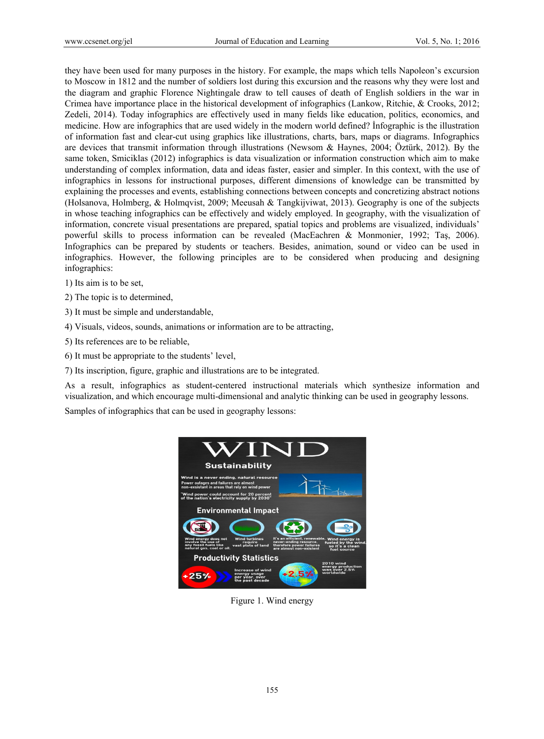they have been used for many purposes in the history. For example, the maps which tells Napoleon's excursion to Moscow in 1812 and the number of soldiers lost during this excursion and the reasons why they were lost and the diagram and graphic Florence Nightingale draw to tell causes of death of English soldiers in the war in Crimea have importance place in the historical development of infographics (Lankow, Ritchie, & Crooks, 2012; Zedeli, 2014). Today infographics are effectively used in many fields like education, politics, economics, and medicine. How are infographics that are used widely in the modern world defined? İnfographic is the illustration of information fast and clear-cut using graphics like illustrations, charts, bars, maps or diagrams. Infographics are devices that transmit information through illustrations (Newsom & Haynes, 2004; Öztürk, 2012). By the same token, Smiciklas (2012) infographics is data visualization or information construction which aim to make understanding of complex information, data and ideas faster, easier and simpler. In this context, with the use of infographics in lessons for instructional purposes, different dimensions of knowledge can be transmitted by explaining the processes and events, establishing connections between concepts and concretizing abstract notions (Holsanova, Holmberg, & Holmqvist, 2009; Meeusah & Tangkijviwat, 2013). Geography is one of the subjects in whose teaching infographics can be effectively and widely employed. In geography, with the visualization of information, concrete visual presentations are prepared, spatial topics and problems are visualized, individuals' powerful skills to process information can be revealed (MacEachren & Monmonier, 1992; Taş, 2006). Infographics can be prepared by students or teachers. Besides, animation, sound or video can be used in infographics. However, the following principles are to be considered when producing and designing infographics:

1) Its aim is to be set,

2) The topic is to determined,

3) It must be simple and understandable,

4) Visuals, videos, sounds, animations or information are to be attracting,

5) Its references are to be reliable,

6) It must be appropriate to the students' level,

7) Its inscription, figure, graphic and illustrations are to be integrated.

As a result, infographics as student-centered instructional materials which synthesize information and visualization, and which encourage multi-dimensional and analytic thinking can be used in geography lessons.

Samples of infographics that can be used in geography lessons:

Figure 1. Wind energy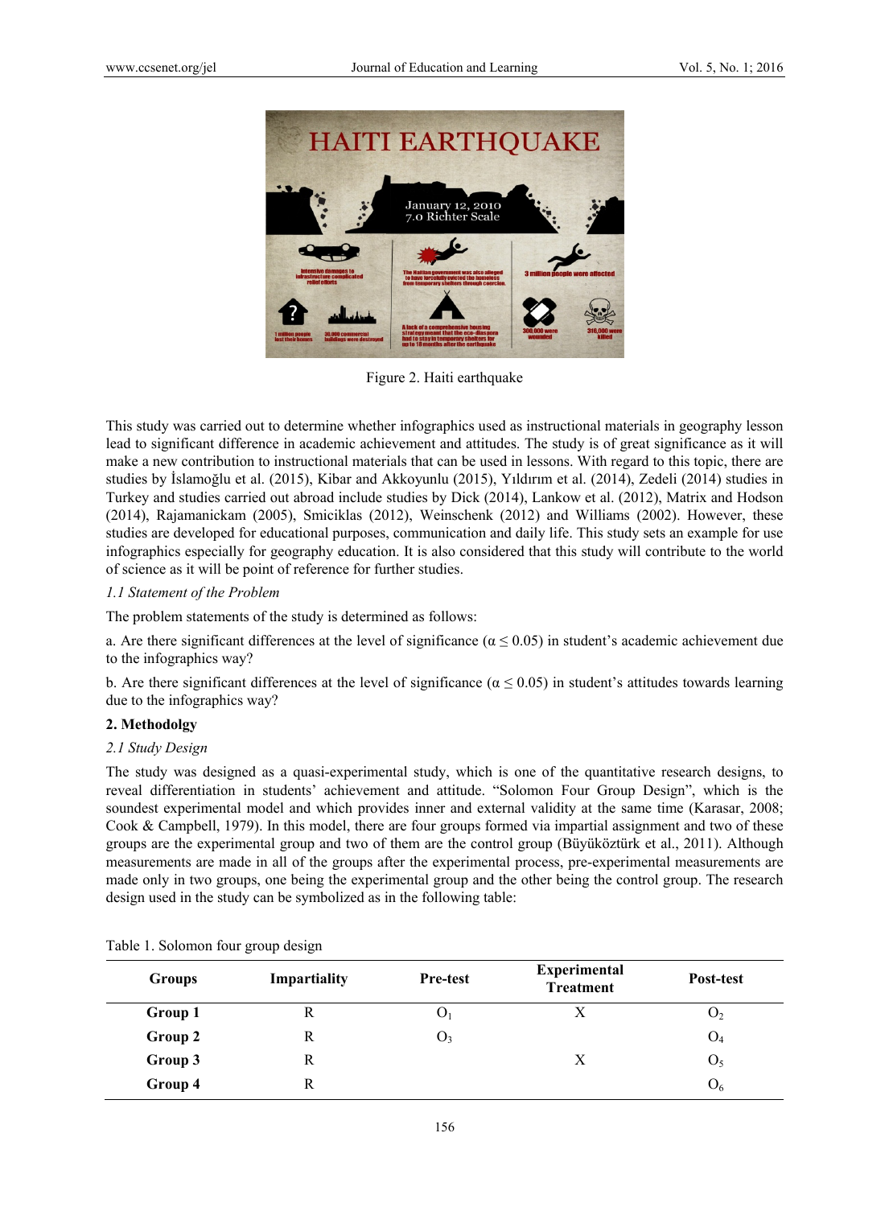Figure 2. Haiti earthquake

This study was carried out to determine whether infographics used as instructional materials in geography lesson lead to significant difference in academic achievement and attitudes. The study is of great significance as it will make a new contribution to instructional materials that can be used in lessons. With regard to this topic, there are studies by İslamoğlu et al. (2015), Kibar and Akkoyunlu (2015), Yıldırım et al. (2014), Zedeli (2014) studies in Turkey and studies carried out abroad include studies by Dick (2014), Lankow et al. (2012), Matrix and Hodson (2014), Rajamanickam (2005), Smiciklas (2012), Weinschenk (2012) and Williams (2002). However, these studies are developed for educational purposes, communication and daily life. This study sets an example for use infographics especially for geography education. It is also considered that this study will contribute to the world of science as it will be point of reference for further studies.

### *1.1 Statement of the Problem*

The problem statements of the study is determined as follows:

a. Are there significant differences at the level of significance ($\alpha \leq 0.05$) in student's academic achievement due to the infographics way?

b. Are there significant differences at the level of significance ($\alpha \leq 0.05$) in student's attitudes towards learning due to the infographics way?

## 2. Methodolgy

### *2.1 Study Design*

The study was designed as a quasi-experimental study, which is one of the quantitative research designs, to reveal differentiation in students' achievement and attitude. "Solomon Four Group Design", which is the soundest experimental model and which provides inner and external validity at the same time (Karasar, 2008; Cook & Campbell, 1979). In this model, there are four groups formed via impartial assignment and two of these groups are the experimental group and two of them are the control group (Büyüköztürk et al., 2011). Although measurements are made in all of the groups after the experimental process, pre-experimental measurements are made only in two groups, one being the experimental group and the other being the control group. The research design used in the study can be symbolized as in the following table:

Table 1. Solomon four group design

| Groups | Impartiality | Pre-test | Experimental Treatment | Post-test |
|---|---|---|---|---|
| **Group 1** | R | $O_1$ | X | $O_2$ |
| **Group 2** | R | $O_3$ | | $O_4$ |
| **Group 3** | R | | X | $O_5$ |
| **Group 4** | R | | | $O_6$ |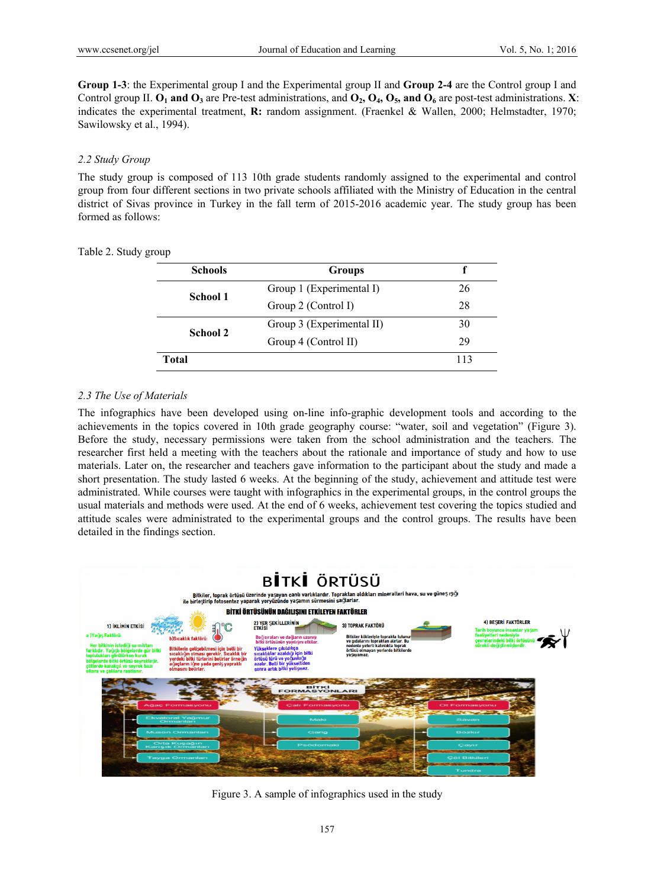**Group 1-3**: the Experimental group I and the Experimental group II and **Group 2-4** are the Control group I and Control group II. **$O_1$ and $O_3$** are Pre-test administrations, and **$O_2$, $O_4$, $O_5$, and $O_6$** are post-test administrations. **X**: indicates the experimental treatment, **R:** random assignment. (Fraenkel & Wallen, 2000; Helmstadter, 1970; Sawilowsky et al., 1994).

### *2.2 Study Group*

The study group is composed of 113 10th grade students randomly assigned to the experimental and control group from four different sections in two private schools affiliated with the Ministry of Education in the central district of Sivas province in Turkey in the fall term of 2015-2016 academic year. The study group has been formed as follows:

Table 2. Study group

| Schools | Groups | f |
|---|---|---|
| **School 1** | Group 1 (Experimental I) | 26 |
| | Group 2 (Control I) | 28 |
| **School 2** | Group 3 (Experimental II) | 30 |
| | Group 4 (Control II) | 29 |
| **Total** | | 113 |

### *2.3 The Use of Materials*

The infographics have been developed using on-line info-graphic development tools and according to the achievements in the topics covered in 10th grade geography course: "water, soil and vegetation" (Figure 3). Before the study, necessary permissions were taken from the school administration and the teachers. The researcher first held a meeting with the teachers about the rationale and importance of study and how to use materials. Later on, the researcher and teachers gave information to the participant about the study and made a short presentation. The study lasted 6 weeks. At the beginning of the study, achievement and attitude test were administrated. While courses were taught with infographics in the experimental groups, in the control groups the usual materials and methods were used. At the end of 6 weeks, achievement test covering the topics studied and attitude scales were administrated to the experimental groups and the control groups. The results have been detailed in the findings section.

Figure 3. A sample of infographics used in the study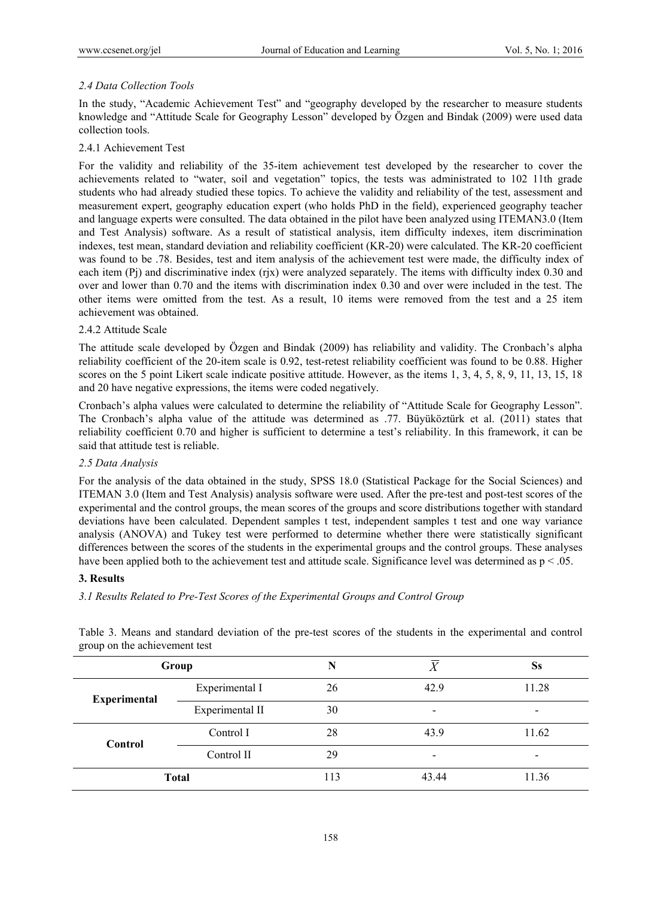### *2.4 Data Collection Tools*

In the study, "Academic Achievement Test" and "geography developed by the researcher to measure students knowledge and "Attitude Scale for Geography Lesson" developed by Özgen and Bindak (2009) were used data collection tools.

#### 2.4.1 Achievement Test

For the validity and reliability of the 35-item achievement test developed by the researcher to cover the achievements related to "water, soil and vegetation" topics, the tests was administrated to 102 11th grade students who had already studied these topics. To achieve the validity and reliability of the test, assessment and measurement expert, geography education expert (who holds PhD in the field), experienced geography teacher and language experts were consulted. The data obtained in the pilot have been analyzed using ITEMAN3.0 (Item and Test Analysis) software. As a result of statistical analysis, item difficulty indexes, item discrimination indexes, test mean, standard deviation and reliability coefficient (KR-20) were calculated. The KR-20 coefficient was found to be .78. Besides, test and item analysis of the achievement test were made, the difficulty index of each item (Pj) and discriminative index (rjx) were analyzed separately. The items with difficulty index 0.30 and over and lower than 0.70 and the items with discrimination index 0.30 and over were included in the test. The other items were omitted from the test. As a result, 10 items were removed from the test and a 25 item achievement was obtained.

#### 2.4.2 Attitude Scale

The attitude scale developed by Özgen and Bindak (2009) has reliability and validity. The Cronbach's alpha reliability coefficient of the 20-item scale is 0.92, test-retest reliability coefficient was found to be 0.88. Higher scores on the 5 point Likert scale indicate positive attitude. However, as the items 1, 3, 4, 5, 8, 9, 11, 13, 15, 18 and 20 have negative expressions, the items were coded negatively.

Cronbach's alpha values were calculated to determine the reliability of "Attitude Scale for Geography Lesson". The Cronbach's alpha value of the attitude was determined as .77. Büyüköztürk et al. (2011) states that reliability coefficient 0.70 and higher is sufficient to determine a test's reliability. In this framework, it can be said that attitude test is reliable.

### *2.5 Data Analysis*

For the analysis of the data obtained in the study, SPSS 18.0 (Statistical Package for the Social Sciences) and ITEMAN 3.0 (Item and Test Analysis) analysis software were used. After the pre-test and post-test scores of the experimental and the control groups, the mean scores of the groups and score distributions together with standard deviations have been calculated. Dependent samples t test, independent samples t test and one way variance analysis (ANOVA) and Tukey test were performed to determine whether there were statistically significant differences between the scores of the students in the experimental groups and the control groups. These analyses have been applied both to the achievement test and attitude scale. Significance level was determined as $p < .05$.

## **3. Results**

### *3.1 Results Related to Pre-Test Scores of the Experimental Groups and Control Group*

Table 3. Means and standard deviation of the pre-test scores of the students in the experimental and control group on the achievement test

| Group | | N | $\overline{X}$ | Ss |
|---|---|---|---|---|
| **Experimental** | Experimental I | 26 | 42.9 | 11.28 |
| | Experimental II | 30 | - | - |
| **Control** | Control I | 28 | 43.9 | 11.62 |
| | Control II | 29 | - | - |
| **Total** | | 113 | 43.44 | 11.36 |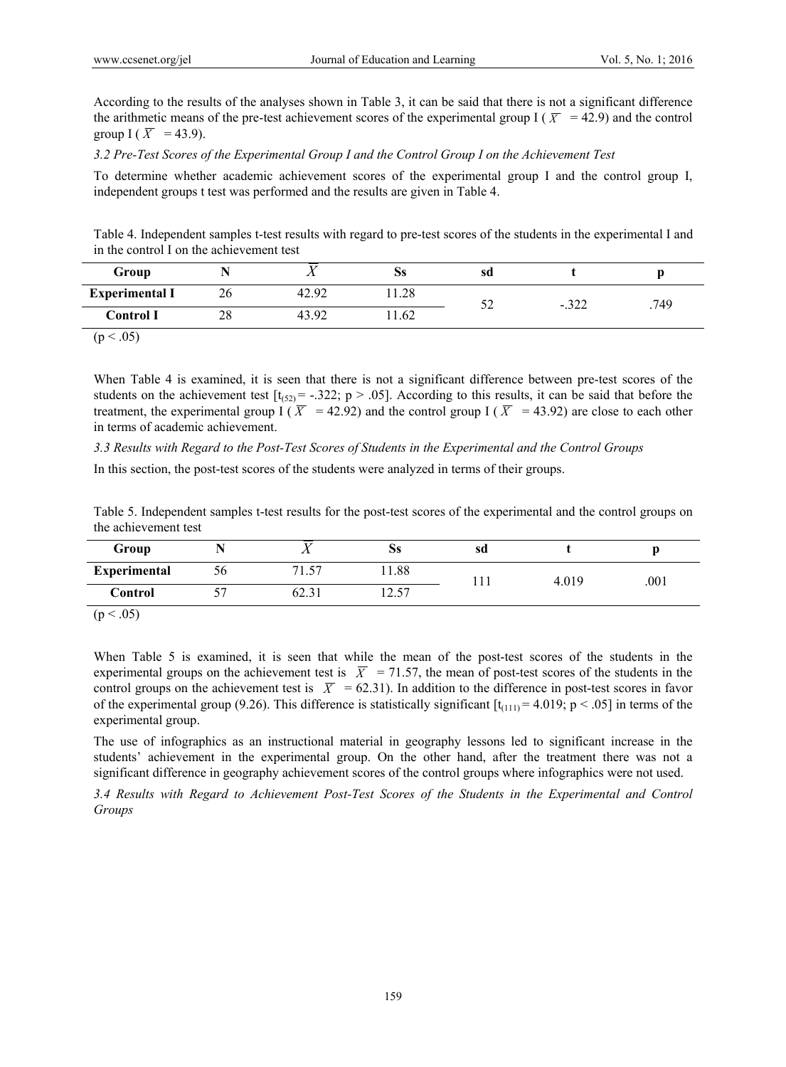According to the results of the analyses shown in Table 3, it can be said that there is not a significant difference the arithmetic means of the pre-test achievement scores of the experimental group I ($\overline{X}$ = 42.9) and the control group I ($\overline{X}$ = 43.9).

### *3.2 Pre-Test Scores of the Experimental Group I and the Control Group I on the Achievement Test*

To determine whether academic achievement scores of the experimental group I and the control group I, independent groups t test was performed and the results are given in Table 4.

Table 4. Independent samples t-test results with regard to pre-test scores of the students in the experimental I and in the control I on the achievement test

| Group | N | $\overline{X}$ | Ss | sd | t | p |
|---|---|---|---|---|---|---|
| **Experimental I** | 26 | 42.92 | 11.28 | 52 | -.322 | .749 |
| **Control I** | 28 | 43.92 | 11.62 | | | |

($p < .05$)

When Table 4 is examined, it is seen that there is not a significant difference between pre-test scores of the students on the achievement test [$t_{(52)}$ = -.322; $p > .05$]. According to this results, it can be said that before the treatment, the experimental group I ($\overline{X}$ = 42.92) and the control group I ($\overline{X}$ = 43.92) are close to each other in terms of academic achievement.

### *3.3 Results with Regard to the Post-Test Scores of Students in the Experimental and the Control Groups*

In this section, the post-test scores of the students were analyzed in terms of their groups.

Table 5. Independent samples t-test results for the post-test scores of the experimental and the control groups on the achievement test

| Group | N | $\overline{X}$ | Ss | sd | t | p |
|---|---|---|---|---|---|---|
| **Experimental** | 56 | 71.57 | 11.88 | 111 | 4.019 | .001 |
| **Control** | 57 | 62.31 | 12.57 | | | |

($p < .05$)

When Table 5 is examined, it is seen that while the mean of the post-test scores of the students in the experimental groups on the achievement test is $\overline{X}$ = 71.57, the mean of post-test scores of the students in the control groups on the achievement test is $\overline{X}$ = 62.31). In addition to the difference in post-test scores in favor of the experimental group (9.26). This difference is statistically significant [$t_{(111)}$ = 4.019; $p < .05$] in terms of the experimental group.

The use of infographics as an instructional material in geography lessons led to significant increase in the students' achievement in the experimental group. On the other hand, after the treatment there was not a significant difference in geography achievement scores of the control groups where infographics were not used.

### *3.4 Results with Regard to Achievement Post-Test Scores of the Students in the Experimental and Control Groups*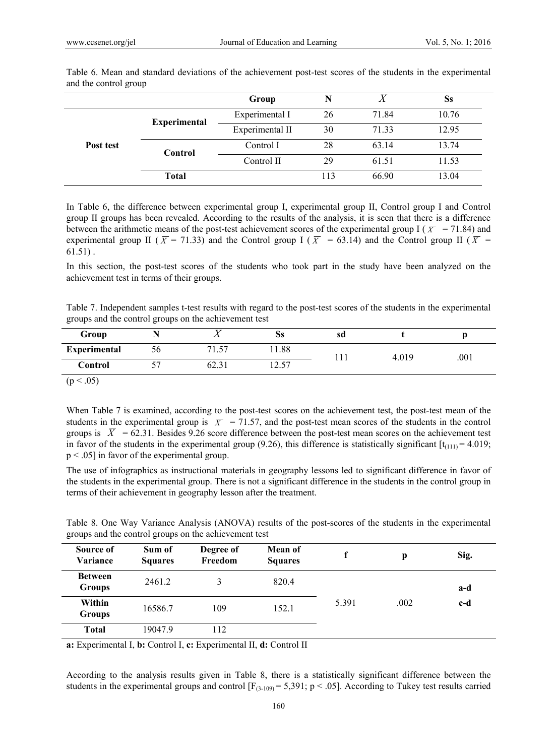Table 6. Mean and standard deviations of the achievement post-test scores of the students in the experimental and the control group

| | | Group | N | $\bar{X}$ | Ss |
|---|---|---|---|---|---|
| **Post test** | **Experimental** | Experimental I | 26 | 71.84 | 10.76 |
| | | Experimental II | 30 | 71.33 | 12.95 |
| | **Control** | Control I | 28 | 63.14 | 13.74 |
| | | Control II | 29 | 61.51 | 11.53 |
| | **Total** | | 113 | 66.90 | 13.04 |

In Table 6, the difference between experimental group I, experimental group II, Control group I and Control group II groups has been revealed. According to the results of the analysis, it is seen that there is a difference between the arithmetic means of the post-test achievement scores of the experimental group I ($\bar{X}$ = 71.84) and experimental group II ($\bar{X}$ = 71.33) and the Control group I ($\bar{X}$ = 63.14) and the Control group II ($\bar{X}$ = 61.51) .

In this section, the post-test scores of the students who took part in the study have been analyzed on the achievement test in terms of their groups.

Table 7. Independent samples t-test results with regard to the post-test scores of the students in the experimental groups and the control groups on the achievement test

| Group | N | $\bar{X}$ | Ss | sd | t | p |
|---|---|---|---|---|---|---|
| **Experimental** | 56 | 71.57 | 11.88 | 111 | 4.019 | .001 |
| **Control** | 57 | 62.31 | 12.57 | | | |

($p < .05$)

When Table 7 is examined, according to the post-test scores on the achievement test, the post-test mean of the students in the experimental group is $\bar{X}$ = 71.57, and the post-test mean scores of the students in the control groups is $\bar{X}$ = 62.31. Besides 9.26 score difference between the post-test mean scores on the achievement test in favor of the students in the experimental group (9.26), this difference is statistically significant [$t_{(111)} = 4.019$; $p < .05$] in favor of the experimental group.

The use of infographics as instructional materials in geography lessons led to significant difference in favor of the students in the experimental group. There is not a significant difference in the students in the control group in terms of their achievement in geography lesson after the treatment.

Table 8. One Way Variance Analysis (ANOVA) results of the post-scores of the students in the experimental groups and the control groups on the achievement test

| Source of Variance | Sum of Squares | Degree of Freedom | Mean of Squares | f | p | Sig. |
|---|---|---|---|---|---|---|
| **Between Groups** | 2461.2 | 3 | 820.4 | 5.391 | .002 | **a-d** **c-d** |
| **Within Groups** | 16586.7 | 109 | 152.1 | | | |
| **Total** | 19047.9 | 112 | | | | |

**a:** Experimental I, **b:** Control I, **c:** Experimental II, **d:** Control II

According to the analysis results given in Table 8, there is a statistically significant difference between the students in the experimental groups and control [$F_{(3\text{-}109)} = 5,391$; $p < .05$]. According to Tukey test results carried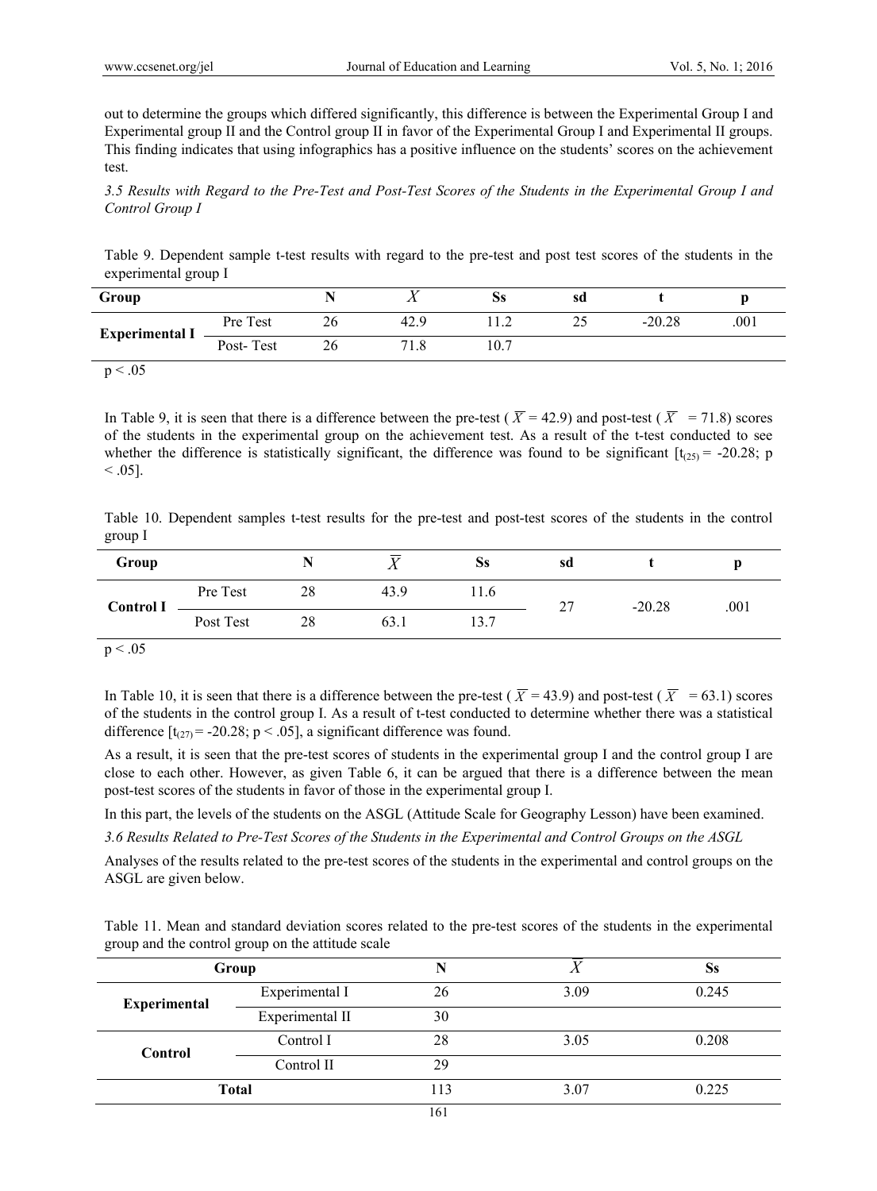out to determine the groups which differed significantly, this difference is between the Experimental Group I and Experimental group II and the Control group II in favor of the Experimental Group I and Experimental II groups. This finding indicates that using infographics has a positive influence on the students' scores on the achievement test.

### *3.5 Results with Regard to the Pre-Test and Post-Test Scores of the Students in the Experimental Group I and Control Group I*

Table 9. Dependent sample t-test results with regard to the pre-test and post test scores of the students in the experimental group I

| Group | | N | $\overline{X}$ | Ss | sd | t | p |
|---|---|---|---|---|---|---|---|
| **Experimental I** | Pre Test | 26 | 42.9 | 11.2 | 25 | -20.28 | .001 |
| | Post- Test | 26 | 71.8 | 10.7 | | | |

$p < .05$

In Table 9, it is seen that there is a difference between the pre-test ( $\overline{X}$ = 42.9) and post-test ( $\overline{X}$ = 71.8) scores of the students in the experimental group on the achievement test. As a result of the t-test conducted to see whether the difference is statistically significant, the difference was found to be significant [$t_{(25)}$ = -20.28; $p < .05$].

Table 10. Dependent samples t-test results for the pre-test and post-test scores of the students in the control group I

| Group | | N | $\overline{X}$ | Ss | sd | t | p |
|---|---|---|---|---|---|---|---|
| **Control I** | Pre Test | 28 | 43.9 | 11.6 | 27 | -20.28 | .001 |
| | Post Test | 28 | 63.1 | 13.7 | | | |

$p < .05$

In Table 10, it is seen that there is a difference between the pre-test ( $\overline{X}$ = 43.9) and post-test ( $\overline{X}$ = 63.1) scores of the students in the control group I. As a result of t-test conducted to determine whether there was a statistical difference [$t_{(27)}$ = -20.28; $p < .05$], a significant difference was found.

As a result, it is seen that the pre-test scores of students in the experimental group I and the control group I are close to each other. However, as given Table 6, it can be argued that there is a difference between the mean post-test scores of the students in favor of those in the experimental group I.

In this part, the levels of the students on the ASGL (Attitude Scale for Geography Lesson) have been examined.

### *3.6 Results Related to Pre-Test Scores of the Students in the Experimental and Control Groups on the ASGL*

Analyses of the results related to the pre-test scores of the students in the experimental and control groups on the ASGL are given below.

Table 11. Mean and standard deviation scores related to the pre-test scores of the students in the experimental group and the control group on the attitude scale

| Group | | N | $\overline{X}$ | Ss |
|---|---|---|---|---|
| **Experimental** | Experimental I | 26 | 3.09 | 0.245 |
| | Experimental II | 30 | | |
| **Control** | Control I | 28 | 3.05 | 0.208 |
| | Control II | 29 | | |
| **Total** | | 113 | 3.07 | 0.225 |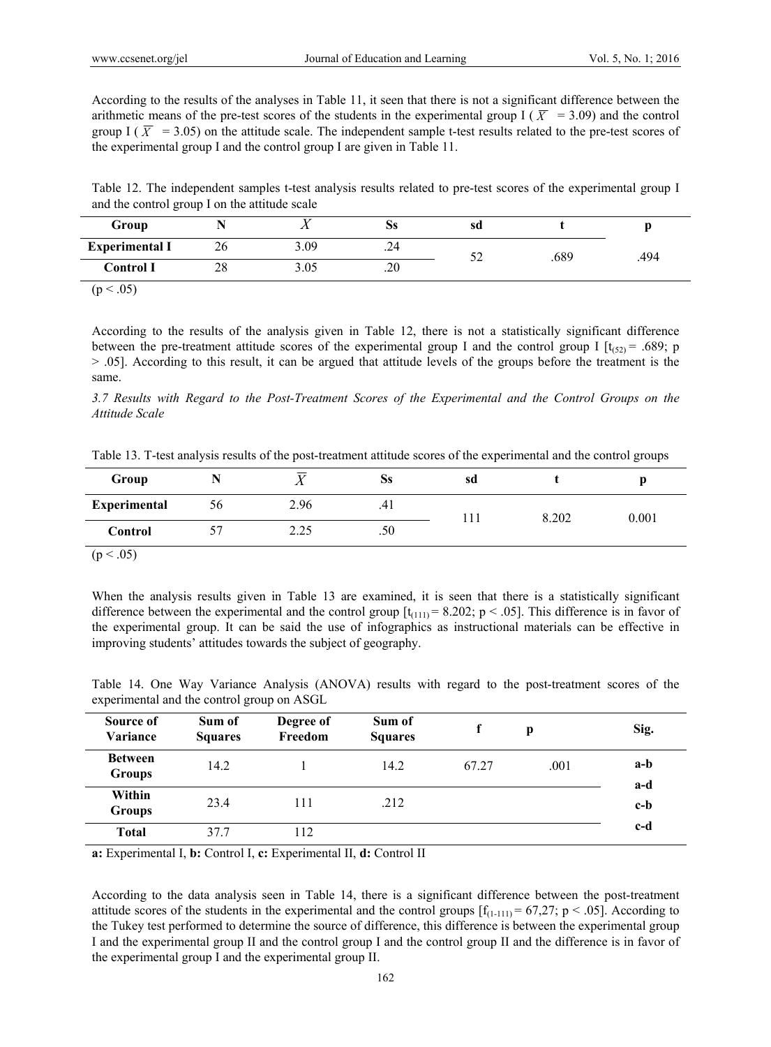According to the results of the analyses in Table 11, it seen that there is not a significant difference between the arithmetic means of the pre-test scores of the students in the experimental group I ( $\overline{X}$ = 3.09) and the control group I ( $\overline{X}$ = 3.05) on the attitude scale. The independent sample t-test results related to the pre-test scores of the experimental group I and the control group I are given in Table 11.

Table 12. The independent samples t-test analysis results related to pre-test scores of the experimental group I and the control group I on the attitude scale

| Group | N | $X$ | Ss | sd | t | p |
|---|---|---|---|---|---|---|
| **Experimental I** | 26 | 3.09 | .24 | 52 | .689 | .494 |
| **Control I** | 28 | 3.05 | .20 | | | |

(p < .05)

According to the results of the analysis given in Table 12, there is not a statistically significant difference between the pre-treatment attitude scores of the experimental group I and the control group I [$t_{(52)}$ = .689; p > .05]. According to this result, it can be argued that attitude levels of the groups before the treatment is the same.

*3.7 Results with Regard to the Post-Treatment Scores of the Experimental and the Control Groups on the Attitude Scale*

Table 13. T-test analysis results of the post-treatment attitude scores of the experimental and the control groups

| Group | N | $\overline{X}$ | Ss | sd | t | p |
|---|---|---|---|---|---|---|
| **Experimental** | 56 | 2.96 | .41 | 111 | 8.202 | 0.001 |
| **Control** | 57 | 2.25 | .50 | | | |

(p < .05)

When the analysis results given in Table 13 are examined, it is seen that there is a statistically significant difference between the experimental and the control group [$t_{(111)}$ = 8.202; p < .05]. This difference is in favor of the experimental group. It can be said the use of infographics as instructional materials can be effective in improving students' attitudes towards the subject of geography.

Table 14. One Way Variance Analysis (ANOVA) results with regard to the post-treatment scores of the experimental and the control group on ASGL

| Source of Variance | Sum of Squares | Degree of Freedom | Sum of Squares | f | p | Sig. |
|---|---|---|---|---|---|---|
| **Between Groups** | 14.2 | 1 | 14.2 | 67.27 | .001 | **a-b** **a-d** **c-b** **c-d** |
| **Within Groups** | 23.4 | 111 | .212 | | | |
| **Total** | 37.7 | 112 | | | | |

**a:** Experimental I, **b:** Control I, **c:** Experimental II, **d:** Control II

According to the data analysis seen in Table 14, there is a significant difference between the post-treatment attitude scores of the students in the experimental and the control groups [$f_{(1\text{-}111)}$ = 67,27; p < .05]. According to the Tukey test performed to determine the source of difference, this difference is between the experimental group I and the experimental group II and the control group I and the control group II and the difference is in favor of the experimental group I and the experimental group II.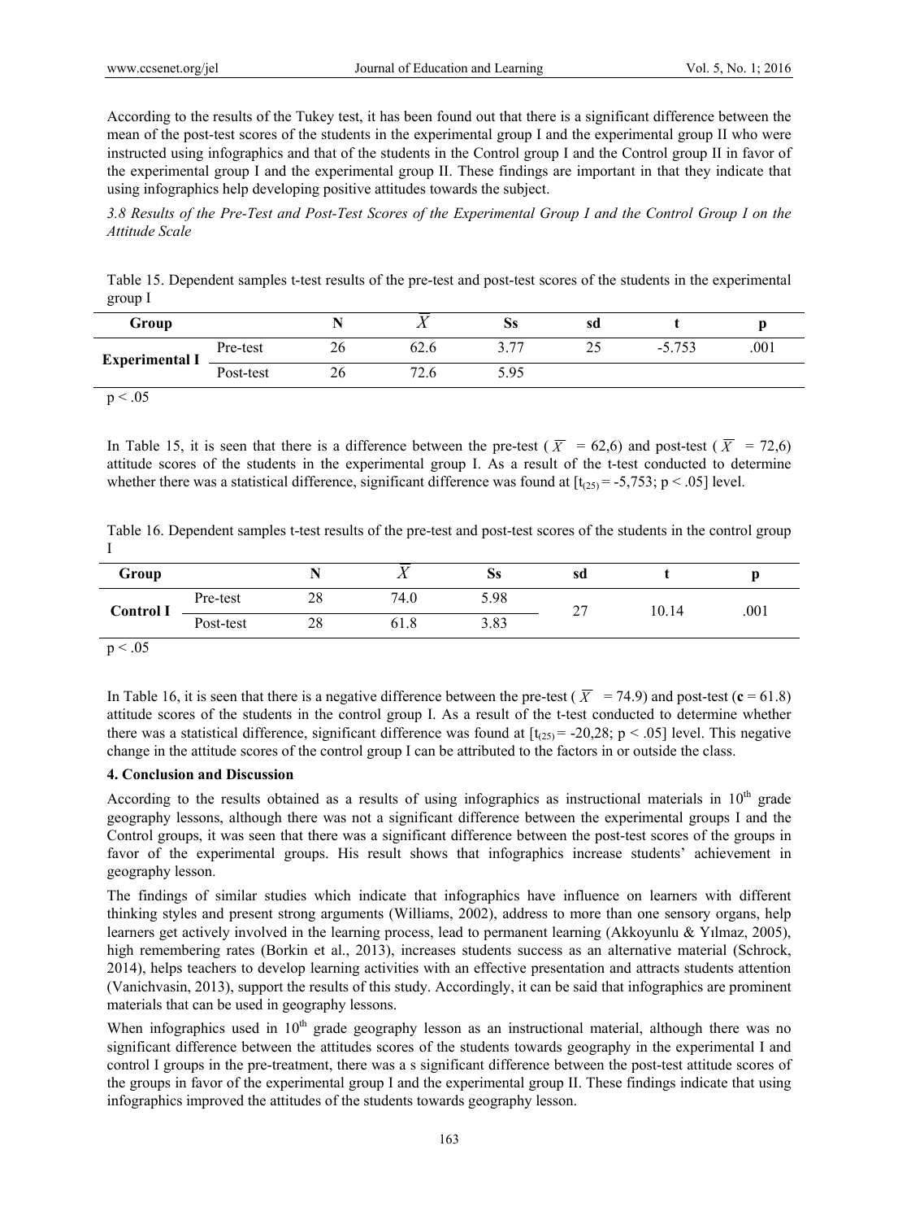According to the results of the Tukey test, it has been found out that there is a significant difference between the mean of the post-test scores of the students in the experimental group I and the experimental group II who were instructed using infographics and that of the students in the Control group I and the Control group II in favor of the experimental group I and the experimental group II. These findings are important in that they indicate that using infographics help developing positive attitudes towards the subject.

*3.8 Results of the Pre-Test and Post-Test Scores of the Experimental Group I and the Control Group I on the Attitude Scale*

Table 15. Dependent samples t-test results of the pre-test and post-test scores of the students in the experimental group I

| Group | | N | $\overline{X}$ | Ss | sd | t | p |
|---|---|---|---|---|---|---|---|
| Experimental I | Pre-test | 26 | 62.6 | 3.77 | 25 | -5.753 | .001 |
| | Post-test | 26 | 72.6 | 5.95 | | | |

$p < .05$

In Table 15, it is seen that there is a difference between the pre-test ($\overline{X}$ = 62,6) and post-test ($\overline{X}$ = 72,6) attitude scores of the students in the experimental group I. As a result of the t-test conducted to determine whether there was a statistical difference, significant difference was found at [$t_{(25)}$ = -5,753; $p < .05$] level.

Table 16. Dependent samples t-test results of the pre-test and post-test scores of the students in the control group I

| Group | | N | $\overline{X}$ | Ss | sd | t | p |
|---|---|---|---|---|---|---|---|
| Control I | Pre-test | 28 | 74.0 | 5.98 | 27 | 10.14 | .001 |
| | Post-test | 28 | 61.8 | 3.83 | | | |

$p < .05$

In Table 16, it is seen that there is a negative difference between the pre-test ($\overline{X}$ = 74.9) and post-test (**c** = 61.8) attitude scores of the students in the control group I. As a result of the t-test conducted to determine whether there was a statistical difference, significant difference was found at [$t_{(25)}$ = -20,28; $p < .05$] level. This negative change in the attitude scores of the control group I can be attributed to the factors in or outside the class.

## 4. Conclusion and Discussion

According to the results obtained as a results of using infographics as instructional materials in 10th grade geography lessons, although there was not a significant difference between the experimental groups I and the Control groups, it was seen that there was a significant difference between the post-test scores of the groups in favor of the experimental groups. His result shows that infographics increase students' achievement in geography lesson.

The findings of similar studies which indicate that infographics have influence on learners with different thinking styles and present strong arguments (Williams, 2002), address to more than one sensory organs, help learners get actively involved in the learning process, lead to permanent learning (Akkoyunlu & Yılmaz, 2005), high remembering rates (Borkin et al., 2013), increases students success as an alternative material (Schrock, 2014), helps teachers to develop learning activities with an effective presentation and attracts students attention (Vanichvasin, 2013), support the results of this study. Accordingly, it can be said that infographics are prominent materials that can be used in geography lessons.

When infographics used in 10th grade geography lesson as an instructional material, although there was no significant difference between the attitudes scores of the students towards geography in the experimental I and control I groups in the pre-treatment, there was a s significant difference between the post-test attitude scores of the groups in favor of the experimental group I and the experimental group II. These findings indicate that using infographics improved the attitudes of the students towards geography lesson.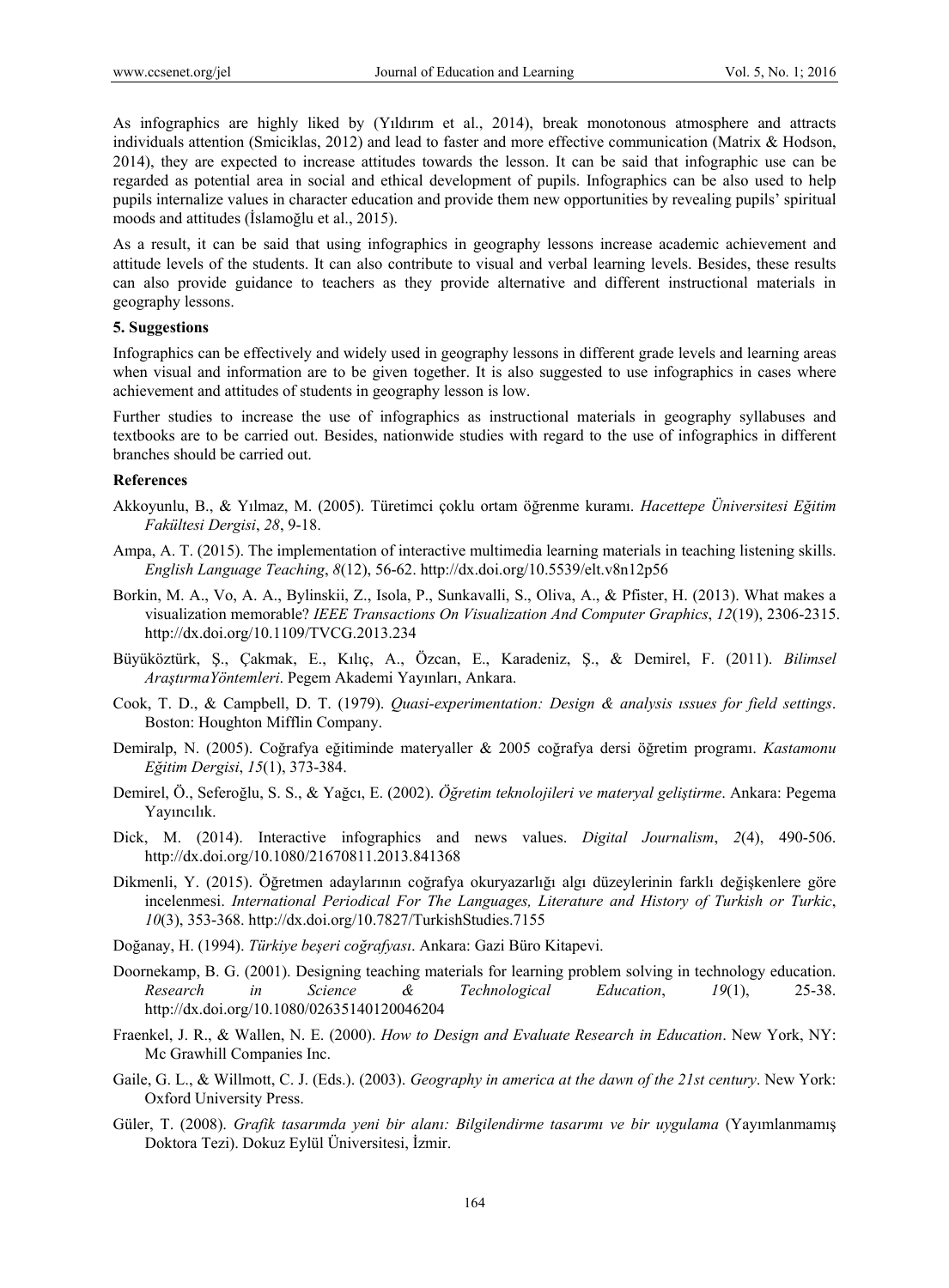As infographics are highly liked by (Yıldırım et al., 2014), break monotonous atmosphere and attracts individuals attention (Smiciklas, 2012) and lead to faster and more effective communication (Matrix & Hodson, 2014), they are expected to increase attitudes towards the lesson. It can be said that infographic use can be regarded as potential area in social and ethical development of pupils. Infographics can be also used to help pupils internalize values in character education and provide them new opportunities by revealing pupils' spiritual moods and attitudes (İslamoğlu et al., 2015).

As a result, it can be said that using infographics in geography lessons increase academic achievement and attitude levels of the students. It can also contribute to visual and verbal learning levels. Besides, these results can also provide guidance to teachers as they provide alternative and different instructional materials in geography lessons.

### 5. Suggestions

Infographics can be effectively and widely used in geography lessons in different grade levels and learning areas when visual and information are to be given together. It is also suggested to use infographics in cases where achievement and attitudes of students in geography lesson is low.

Further studies to increase the use of infographics as instructional materials in geography syllabuses and textbooks are to be carried out. Besides, nationwide studies with regard to the use of infographics in different branches should be carried out.

### References

Akkoyunlu, B., & Yılmaz, M. (2005). Türetimci çoklu ortam öğrenme kuramı. *Hacettepe Üniversitesi Eğitim Fakültesi Dergisi*, *28*, 9-18.

Ampa, A. T. (2015). The implementation of interactive multimedia learning materials in teaching listening skills. *English Language Teaching*, *8*(12), 56-62. http://dx.doi.org/10.5539/elt.v8n12p56

Borkin, M. A., Vo, A. A., Bylinskii, Z., Isola, P., Sunkavalli, S., Oliva, A., & Pfister, H. (2013). What makes a visualization memorable? *IEEE Transactions On Visualization And Computer Graphics*, *12*(19), 2306-2315. http://dx.doi.org/10.1109/TVCG.2013.234

Büyüköztürk, Ş., Çakmak, E., Kılıç, A., Özcan, E., Karadeniz, Ş., & Demirel, F. (2011). *Bilimsel AraştırmaYöntemleri*. Pegem Akademi Yayınları, Ankara.

Cook, T. D., & Campbell, D. T. (1979). *Quasi-experimentation: Design & analysis ıssues for field settings*. Boston: Houghton Mifflin Company.

Demiralp, N. (2005). Coğrafya eğitiminde materyaller & 2005 coğrafya dersi öğretim programı. *Kastamonu Eğitim Dergisi*, *15*(1), 373-384.

Demirel, Ö., Seferoğlu, S. S., & Yağcı, E. (2002). *Öğretim teknolojileri ve materyal geliştirme*. Ankara: Pegema Yayıncılık.

Dick, M. (2014). Interactive infographics and news values. *Digital Journalism*, *2*(4), 490-506. http://dx.doi.org/10.1080/21670811.2013.841368

Dikmenli, Y. (2015). Öğretmen adaylarının coğrafya okuryazarlığı algı düzeylerinin farklı değişkenlere göre incelenmesi. *International Periodical For The Languages, Literature and History of Turkish or Turkic*, *10*(3), 353-368. http://dx.doi.org/10.7827/TurkishStudies.7155

Doğanay, H. (1994). *Türkiye beşeri coğrafyası*. Ankara: Gazi Büro Kitapevi.

Doornekamp, B. G. (2001). Designing teaching materials for learning problem solving in technology education. *Research in Science & Technological Education*, *19*(1), 25-38. http://dx.doi.org/10.1080/02635140120046204

Fraenkel, J. R., & Wallen, N. E. (2000). *How to Design and Evaluate Research in Education*. New York, NY: Mc Grawhill Companies Inc.

Gaile, G. L., & Willmott, C. J. (Eds.). (2003). *Geography in america at the dawn of the 21st century*. New York: Oxford University Press.

Güler, T. (2008). *Grafik tasarımda yeni bir alanı: Bilgilendirme tasarımı ve bir uygulama* (Yayımlanmamış Doktora Tezi). Dokuz Eylül Üniversitesi, İzmir.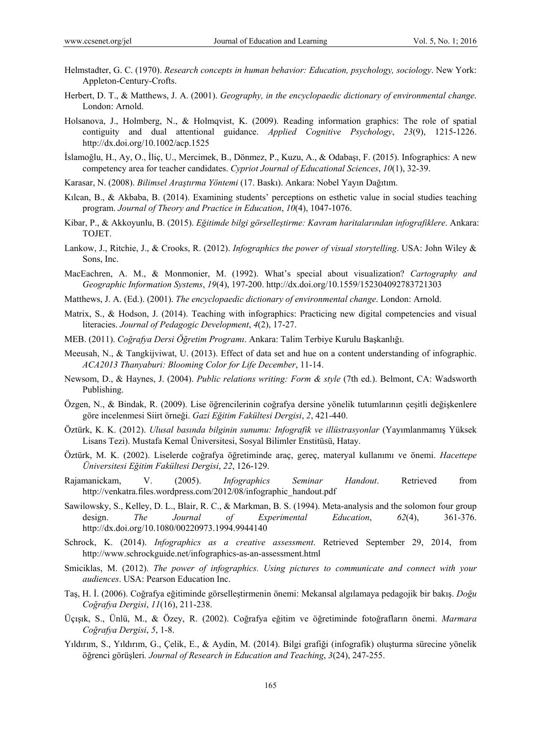Helmstadter, G. C. (1970). *Research concepts in human behavior: Education, psychology, sociology*. New York: Appleton-Century-Crofts.

Herbert, D. T., & Matthews, J. A. (2001). *Geography, in the encyclopaedic dictionary of environmental change*. London: Arnold.

Holsanova, J., Holmberg, N., & Holmqvist, K. (2009). Reading information graphics: The role of spatial contiguity and dual attentional guidance. *Applied Cognitive Psychology*, *23*(9), 1215-1226. http://dx.doi.org/10.1002/acp.1525

İslamoğlu, H., Ay, O., İliç, U., Mercimek, B., Dönmez, P., Kuzu, A., & Odabaşı, F. (2015). Infographics: A new competency area for teacher candidates. *Cypriot Journal of Educational Sciences*, *10*(1), 32-39.

Karasar, N. (2008). *Bilimsel Araştırma Yöntemi* (17. Baskı). Ankara: Nobel Yayın Dağıtım.

Kılcan, B., & Akbaba, B. (2014). Examining students' perceptions on esthetic value in social studies teaching program. *Journal of Theory and Practice in Education*, *10*(4), 1047-1076.

Kibar, P., & Akkoyunlu, B. (2015). *Eğitimde bilgi görselleştirme: Kavram haritalarından infografiklere*. Ankara: TOJET.

Lankow, J., Ritchie, J., & Crooks, R. (2012). *Infographics the power of visual storytelling*. USA: John Wiley & Sons, Inc.

MacEachren, A. M., & Monmonier, M. (1992). What's special about visualization? *Cartography and Geographic Information Systems*, *19*(4), 197-200. http://dx.doi.org/10.1559/152304092783721303

Matthews, J. A. (Ed.). (2001). *The encyclopaedic dictionary of environmental change*. London: Arnold.

Matrix, S., & Hodson, J. (2014). Teaching with infographics: Practicing new digital competencies and visual literacies. *Journal of Pedagogic Development*, *4*(2), 17-27.

MEB. (2011). *Coğrafya Dersi Öğretim Programı*. Ankara: Talim Terbiye Kurulu Başkanlığı.

Meeusah, N., & Tangkijviwat, U. (2013). Effect of data set and hue on a content understanding of infographic. *ACA2013 Thanyaburi: Blooming Color for Life December*, 11-14.

Newsom, D., & Haynes, J. (2004). *Public relations writing: Form & style* (7th ed.). Belmont, CA: Wadsworth Publishing.

Özgen, N., & Bindak, R. (2009). Lise öğrencilerinin coğrafya dersine yönelik tutumlarının çeşitli değişkenlere göre incelenmesi Siirt örneği. *Gazi Eğitim Fakültesi Dergisi*, *2*, 421-440.

Öztürk, K. K. (2012). *Ulusal basında bilginin sunumu: Infografik ve illüstrasyonlar* (Yayımlanmamış Yüksek Lisans Tezi). Mustafa Kemal Üniversitesi, Sosyal Bilimler Enstitüsü, Hatay.

Öztürk, M. K. (2002). Liselerde coğrafya öğretiminde araç, gereç, materyal kullanımı ve önemi. *Hacettepe Üniversitesi Eğitim Fakültesi Dergisi*, *22*, 126-129.

Rajamanickam, V. (2005). *Infographics Seminar Handout*. Retrieved from http://venkatra.files.wordpress.com/2012/08/infographic_handout.pdf

Sawilowsky, S., Kelley, D. L., Blair, R. C., & Markman, B. S. (1994). Meta-analysis and the solomon four group design. *The Journal of Experimental Education*, *62*(4), 361-376. http://dx.doi.org/10.1080/00220973.1994.9944140

Schrock, K. (2014). *Infographics as a creative assessment*. Retrieved September 29, 2014, from http://www.schrockguide.net/infographics-as-an-assessment.html

Smiciklas, M. (2012). *The power of infographics. Using pictures to communicate and connect with your audiences*. USA: Pearson Education Inc.

Taş, H. İ. (2006). Coğrafya eğitiminde görselleştirmenin önemi: Mekansal algılamaya pedagojik bir bakış. *Doğu Coğrafya Dergisi*, *11*(16), 211-238.

Üçışık, S., Ünlü, M., & Özey, R. (2002). Coğrafya eğitim ve öğretiminde fotoğrafların önemi. *Marmara Coğrafya Dergisi*, *5*, 1-8.

Yıldırım, S., Yıldırım, G., Çelik, E., & Aydin, M. (2014). Bilgi grafiği (infografik) oluşturma sürecine yönelik öğrenci görüşleri. *Journal of Research in Education and Teaching*, *3*(24), 247-255.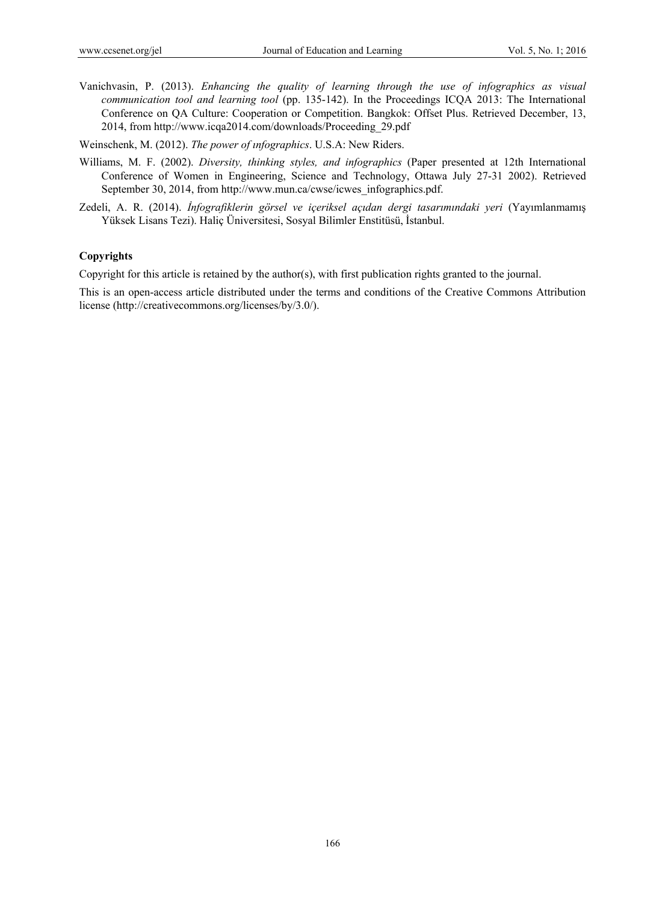Vanichvasin, P. (2013). *Enhancing the quality of learning through the use of infographics as visual communication tool and learning tool* (pp. 135-142). In the Proceedings ICQA 2013: The International Conference on QA Culture: Cooperation or Competition. Bangkok: Offset Plus. Retrieved December, 13, 2014, from http://www.icqa2014.com/downloads/Proceeding_29.pdf

Weinschenk, M. (2012). *The power of ınfographics*. U.S.A: New Riders.

Williams, M. F. (2002). *Diversity, thinking styles, and infographics* (Paper presented at 12th International Conference of Women in Engineering, Science and Technology, Ottawa July 27-31 2002). Retrieved September 30, 2014, from http://www.mun.ca/cwse/icwes_infographics.pdf.

Zedeli, A. R. (2014). *İnfografiklerin görsel ve içeriksel açıdan dergi tasarımındaki yeri* (Yayımlanmamış Yüksek Lisans Tezi). Haliç Üniversitesi, Sosyal Bilimler Enstitüsü, İstanbul.

**Copyrights**

Copyright for this article is retained by the author(s), with first publication rights granted to the journal.

This is an open-access article distributed under the terms and conditions of the Creative Commons Attribution license (http://creativecommons.org/licenses/by/3.0/).